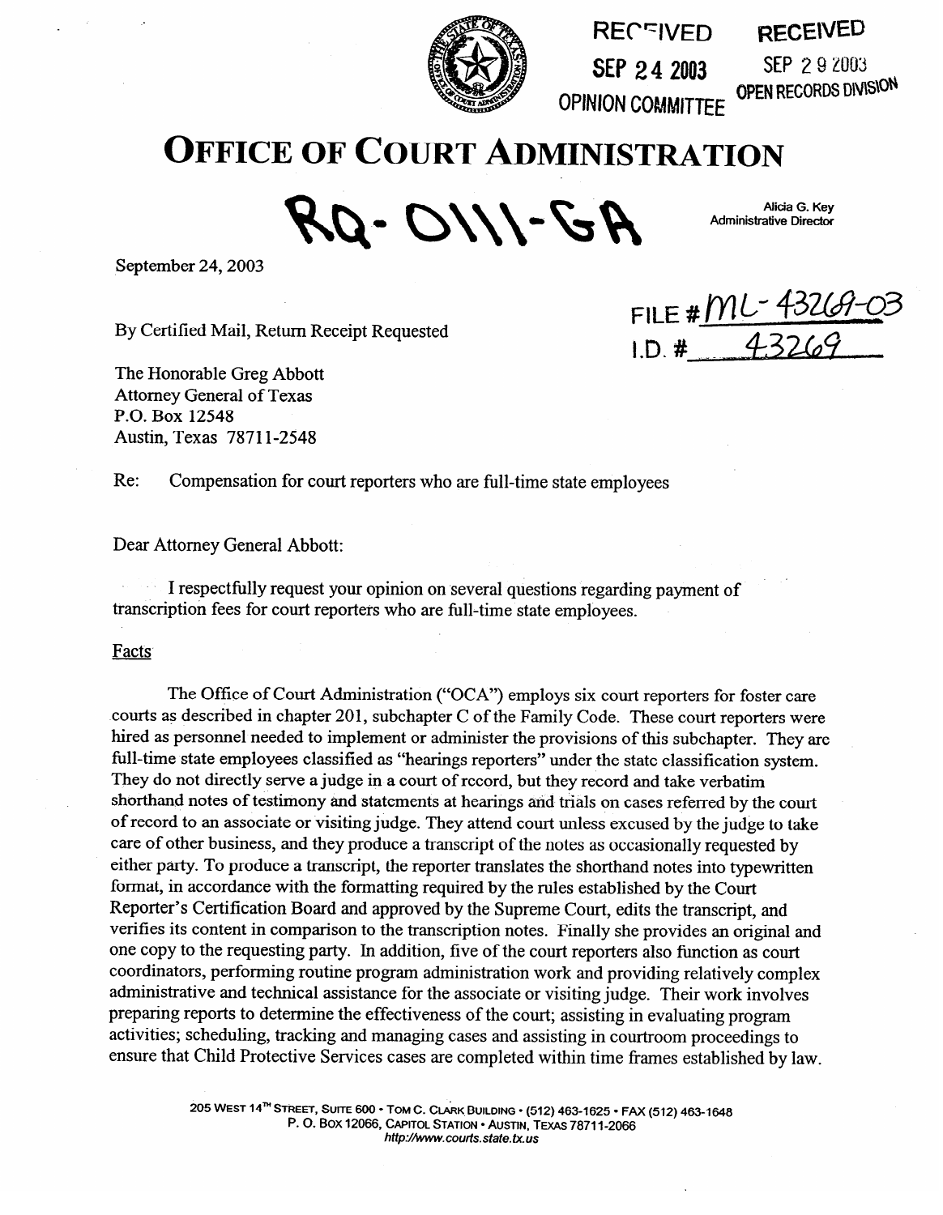RECEIVED
SEP 24 2003
OPINION COMMITTEE

RECEIVED
SEP 29 2003
OPEN RECORDS DIVISION

# OFFICE OF COURT ADMINISTRATION

RQ-0111-GA

Alicia G. Key
Administrative Director

September 24, 2003

FILE # ML-43269-03
I.D. # 43269

By Certified Mail, Return Receipt Requested

The Honorable Greg Abbott
Attorney General of Texas
P.O. Box 12548
Austin, Texas 78711-2548

Re: Compensation for court reporters who are full-time state employees

Dear Attorney General Abbott:

I respectfully request your opinion on several questions regarding payment of transcription fees for court reporters who are full-time state employees.

Facts

The Office of Court Administration ("OCA") employs six court reporters for foster care courts as described in chapter 201, subchapter C of the Family Code. These court reporters were hired as personnel needed to implement or administer the provisions of this subchapter. They are full-time state employees classified as "hearings reporters" under the state classification system. They do not directly serve a judge in a court of record, but they record and take verbatim shorthand notes of testimony and statements at hearings and trials on cases referred by the court of record to an associate or visiting judge. They attend court unless excused by the judge to take care of other business, and they produce a transcript of the notes as occasionally requested by either party. To produce a transcript, the reporter translates the shorthand notes into typewritten format, in accordance with the formatting required by the rules established by the Court Reporter's Certification Board and approved by the Supreme Court, edits the transcript, and verifies its content in comparison to the transcription notes. Finally she provides an original and one copy to the requesting party. In addition, five of the court reporters also function as court coordinators, performing routine program administration work and providing relatively complex administrative and technical assistance for the associate or visiting judge. Their work involves preparing reports to determine the effectiveness of the court; assisting in evaluating program activities; scheduling, tracking and managing cases and assisting in courtroom proceedings to ensure that Child Protective Services cases are completed within time frames established by law.

205 WEST 14TH STREET, SUITE 600 • TOM C. CLARK BUILDING • (512) 463-1625 • FAX (512) 463-1648
P. O. BOX 12066, CAPITOL STATION • AUSTIN, TEXAS 78711-2066
http://www.courts.state.tx.us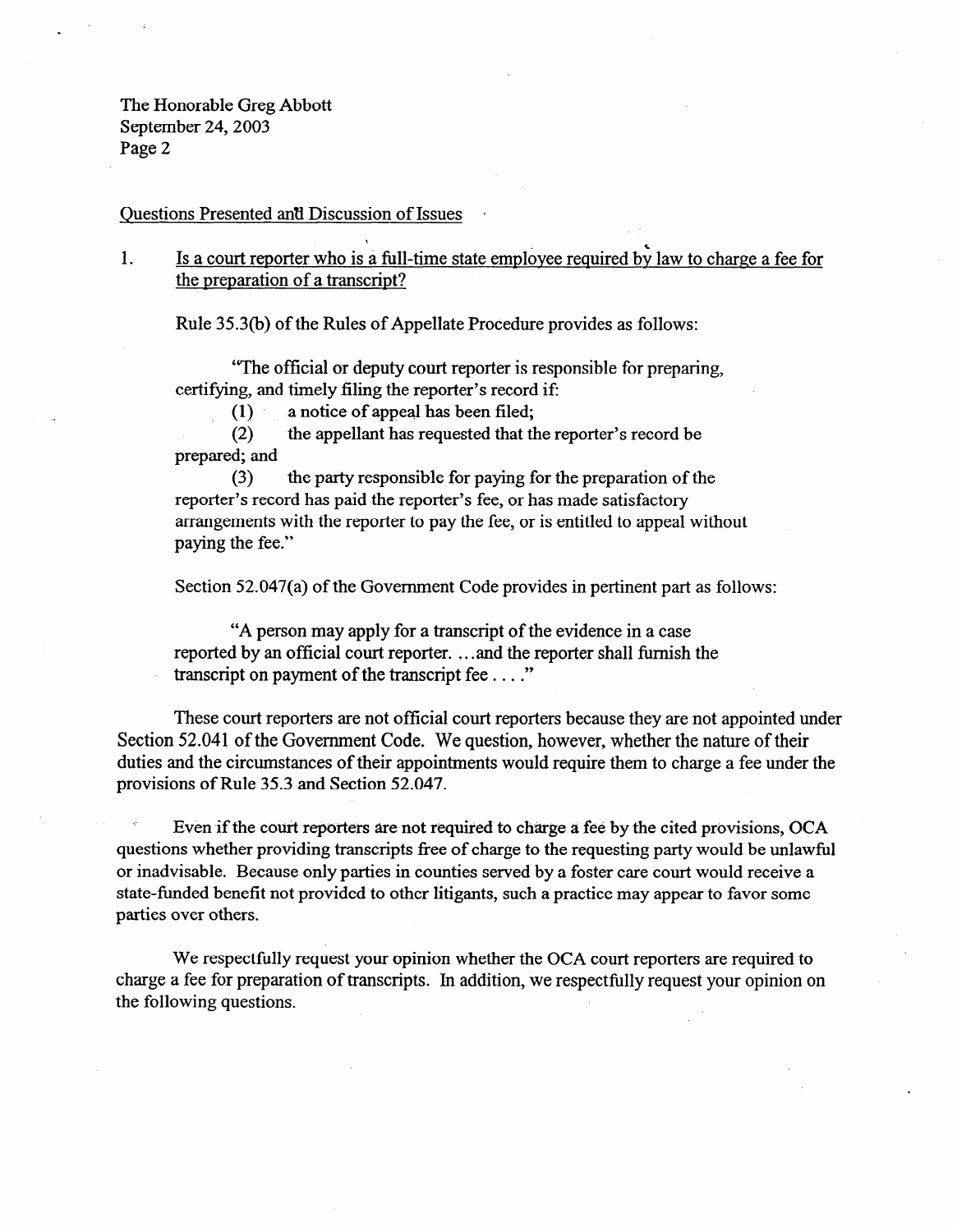Questions Presented and Discussion of Issues

1. Is a court reporter who is a full-time state employee required by law to charge a fee for the preparation of a transcript?

Rule 35.3(b) of the Rules of Appellate Procedure provides as follows:

> "The official or deputy court reporter is responsible for preparing, certifying, and timely filing the reporter's record if:
>
> (1) a notice of appeal has been filed;
>
> (2) the appellant has requested that the reporter's record be prepared; and
>
> (3) the party responsible for paying for the preparation of the reporter's record has paid the reporter's fee, or has made satisfactory arrangements with the reporter to pay the fee, or is entitled to appeal without paying the fee."

Section 52.047(a) of the Government Code provides in pertinent part as follows:

> "A person may apply for a transcript of the evidence in a case reported by an official court reporter. ...and the reporter shall furnish the transcript on payment of the transcript fee . . . ."

These court reporters are not official court reporters because they are not appointed under Section 52.041 of the Government Code. We question, however, whether the nature of their duties and the circumstances of their appointments would require them to charge a fee under the provisions of Rule 35.3 and Section 52.047.

Even if the court reporters are not required to charge a fee by the cited provisions, OCA questions whether providing transcripts free of charge to the requesting party would be unlawful or inadvisable. Because only parties in counties served by a foster care court would receive a state-funded benefit not provided to other litigants, such a practice may appear to favor some parties over others.

We respectfully request your opinion whether the OCA court reporters are required to charge a fee for preparation of transcripts. In addition, we respectfully request your opinion on the following questions.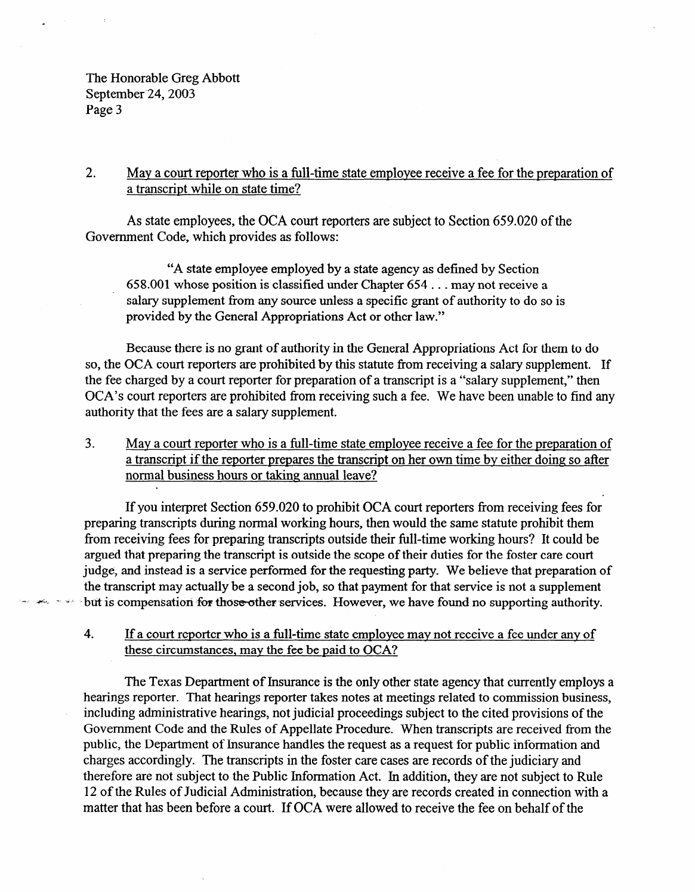2. <u>May a court reporter who is a full-time state employee receive a fee for the preparation of a transcript while on state time?</u>

As state employees, the OCA court reporters are subject to Section 659.020 of the Government Code, which provides as follows:

> "A state employee employed by a state agency as defined by Section 658.001 whose position is classified under Chapter 654 . . . may not receive a salary supplement from any source unless a specific grant of authority to do so is provided by the General Appropriations Act or other law."

Because there is no grant of authority in the General Appropriations Act for them to do so, the OCA court reporters are prohibited by this statute from receiving a salary supplement. If the fee charged by a court reporter for preparation of a transcript is a "salary supplement," then OCA's court reporters are prohibited from receiving such a fee. We have been unable to find any authority that the fees are a salary supplement.

3. <u>May a court reporter who is a full-time state employee receive a fee for the preparation of a transcript if the reporter prepares the transcript on her own time by either doing so after normal business hours or taking annual leave?</u>

If you interpret Section 659.020 to prohibit OCA court reporters from receiving fees for preparing transcripts during normal working hours, then would the same statute prohibit them from receiving fees for preparing transcripts outside their full-time working hours? It could be argued that preparing the transcript is outside the scope of their duties for the foster care court judge, and instead is a service performed for the requesting party. We believe that preparation of the transcript may actually be a second job, so that payment for that service is not a supplement but is compensation for those other services. However, we have found no supporting authority.

4. <u>If a court reporter who is a full-time state employee may not receive a fee under any of these circumstances, may the fee be paid to OCA?</u>

The Texas Department of Insurance is the only other state agency that currently employs a hearings reporter. That hearings reporter takes notes at meetings related to commission business, including administrative hearings, not judicial proceedings subject to the cited provisions of the Government Code and the Rules of Appellate Procedure. When transcripts are received from the public, the Department of Insurance handles the request as a request for public information and charges accordingly. The transcripts in the foster care cases are records of the judiciary and therefore are not subject to the Public Information Act. In addition, they are not subject to Rule 12 of the Rules of Judicial Administration, because they are records created in connection with a matter that has been before a court. If OCA were allowed to receive the fee on behalf of the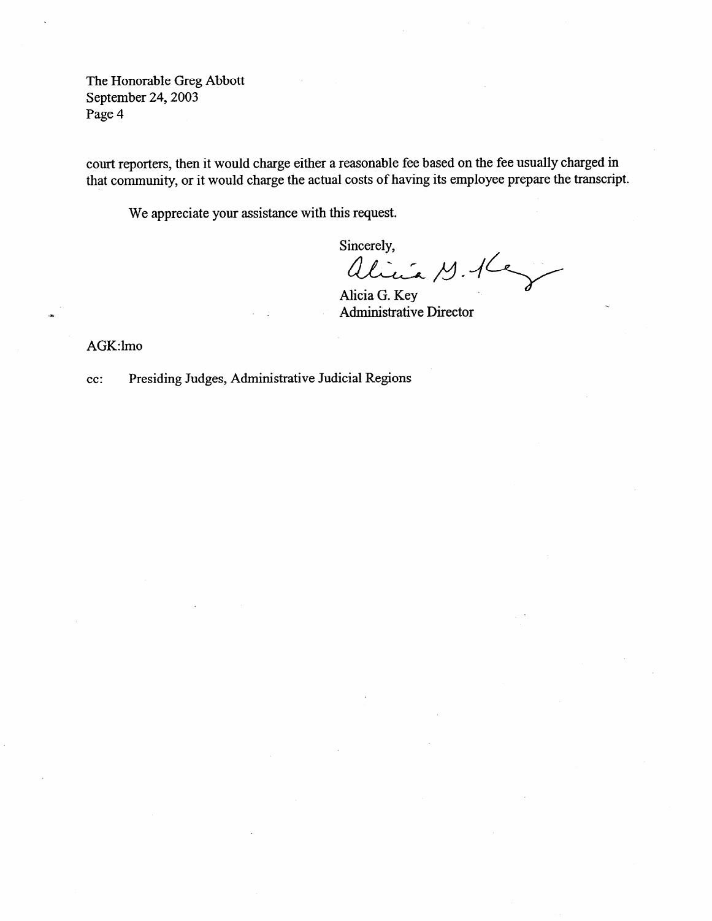The Honorable Greg Abbott
September 24, 2003
Page 4

court reporters, then it would charge either a reasonable fee based on the fee usually charged in that community, or it would charge the actual costs of having its employee prepare the transcript.

We appreciate your assistance with this request.

Sincerely,

Alicia G. Key
Administrative Director

AGK:lmo

cc: Presiding Judges, Administrative Judicial Regions